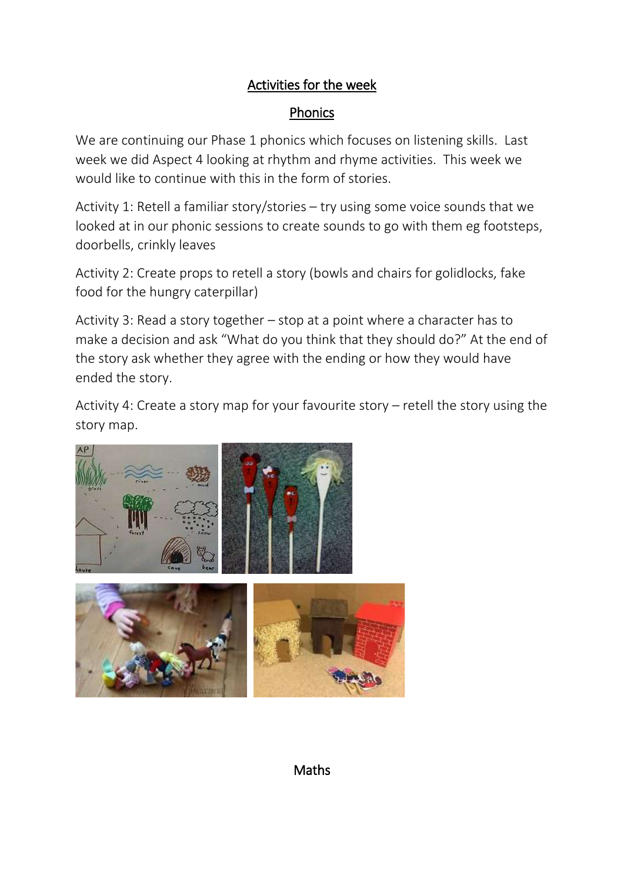## Activities for the week

## Phonics

We are continuing our Phase 1 phonics which focuses on listening skills. Last week we did Aspect 4 looking at rhythm and rhyme activities. This week we would like to continue with this in the form of stories.

Activity 1: Retell a familiar story/stories – try using some voice sounds that we looked at in our phonic sessions to create sounds to go with them eg footsteps, doorbells, crinkly leaves

Activity 2: Create props to retell a story (bowls and chairs for golidlocks, fake food for the hungry caterpillar)

Activity 3: Read a story together – stop at a point where a character has to make a decision and ask "What do you think that they should do?" At the end of the story ask whether they agree with the ending or how they would have ended the story.

Activity 4: Create a story map for your favourite story – retell the story using the story map.

## Maths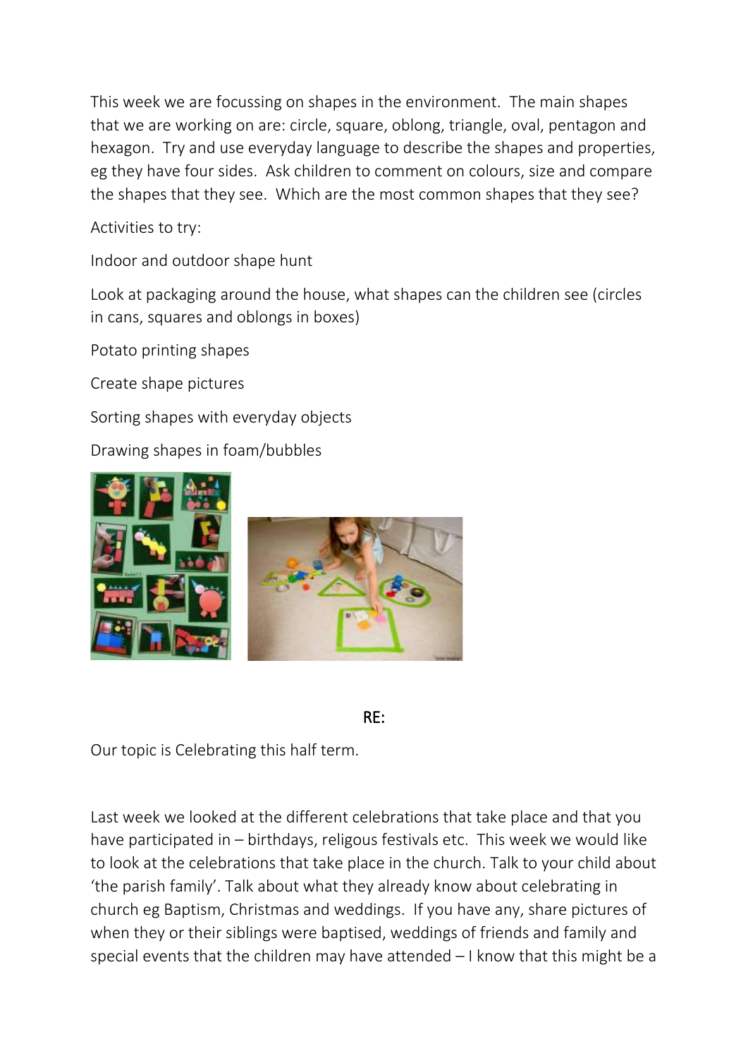This week we are focussing on shapes in the environment. The main shapes that we are working on are: circle, square, oblong, triangle, oval, pentagon and hexagon. Try and use everyday language to describe the shapes and properties, eg they have four sides. Ask children to comment on colours, size and compare the shapes that they see. Which are the most common shapes that they see?

Activities to try:

Indoor and outdoor shape hunt

Look at packaging around the house, what shapes can the children see (circles in cans, squares and oblongs in boxes)

Potato printing shapes

Create shape pictures

Sorting shapes with everyday objects

Drawing shapes in foam/bubbles

## RE:

Our topic is Celebrating this half term.

Last week we looked at the different celebrations that take place and that you have participated in – birthdays, religous festivals etc. This week we would like to look at the celebrations that take place in the church. Talk to your child about 'the parish family'. Talk about what they already know about celebrating in church eg Baptism, Christmas and weddings. If you have any, share pictures of when they or their siblings were baptised, weddings of friends and family and special events that the children may have attended – I know that this might be a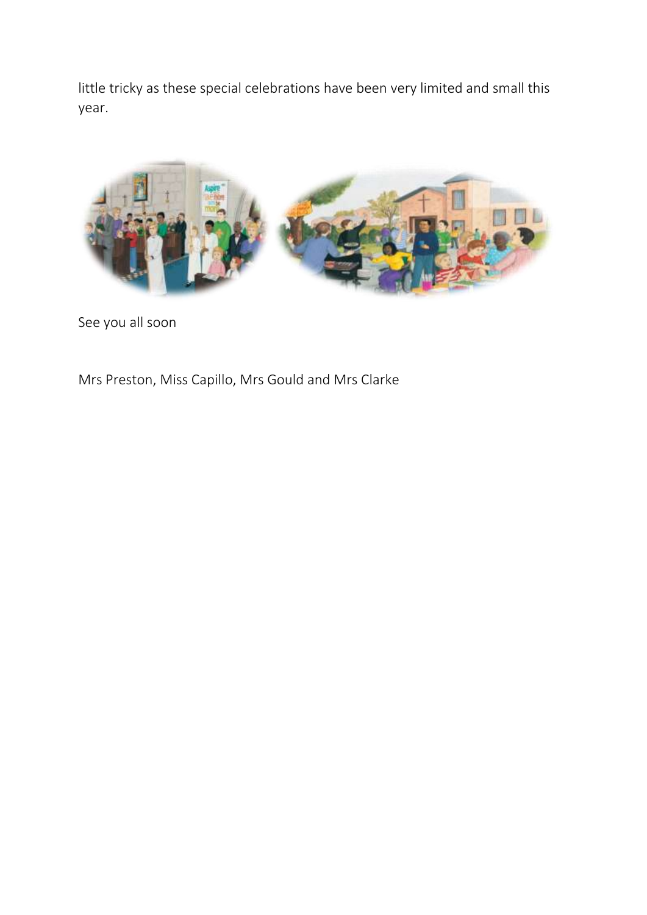little tricky as these special celebrations have been very limited and small this year.

See you all soon

Mrs Preston, Miss Capillo, Mrs Gould and Mrs Clarke